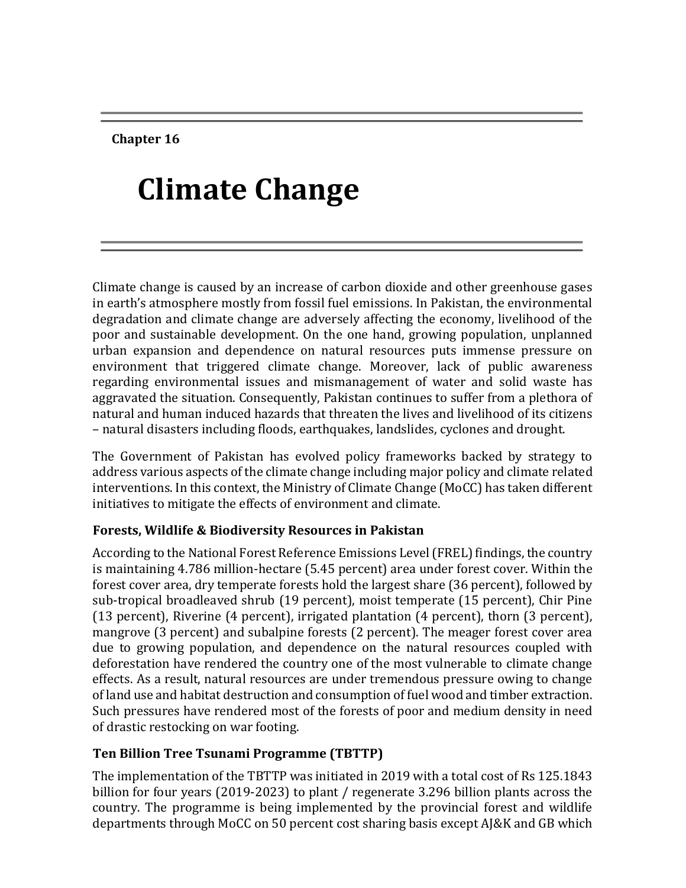Chapter 16

# Climate Change

Climate change is caused by an increase of carbon dioxide and other greenhouse gases in earth's atmosphere mostly from fossil fuel emissions. In Pakistan, the environmental degradation and climate change are adversely affecting the economy, livelihood of the poor and sustainable development. On the one hand, growing population, unplanned urban expansion and dependence on natural resources puts immense pressure on environment that triggered climate change. Moreover, lack of public awareness regarding environmental issues and mismanagement of water and solid waste has aggravated the situation. Consequently, Pakistan continues to suffer from a plethora of natural and human induced hazards that threaten the lives and livelihood of its citizens – natural disasters including floods, earthquakes, landslides, cyclones and drought.

The Government of Pakistan has evolved policy frameworks backed by strategy to address various aspects of the climate change including major policy and climate related interventions. In this context, the Ministry of Climate Change (MoCC) has taken different initiatives to mitigate the effects of environment and climate.

### Forests, Wildlife & Biodiversity Resources in Pakistan

According to the National Forest Reference Emissions Level (FREL) findings, the country is maintaining 4.786 million-hectare (5.45 percent) area under forest cover. Within the forest cover area, dry temperate forests hold the largest share (36 percent), followed by sub-tropical broadleaved shrub (19 percent), moist temperate (15 percent), Chir Pine (13 percent), Riverine (4 percent), irrigated plantation (4 percent), thorn (3 percent), mangrove (3 percent) and subalpine forests (2 percent). The meager forest cover area due to growing population, and dependence on the natural resources coupled with deforestation have rendered the country one of the most vulnerable to climate change effects. As a result, natural resources are under tremendous pressure owing to change of land use and habitat destruction and consumption of fuel wood and timber extraction. Such pressures have rendered most of the forests of poor and medium density in need of drastic restocking on war footing.

### Ten Billion Tree Tsunami Programme (TBTTP)

The implementation of the TBTTP was initiated in 2019 with a total cost of Rs 125.1843 billion for four years (2019-2023) to plant / regenerate 3.296 billion plants across the country. The programme is being implemented by the provincial forest and wildlife departments through MoCC on 50 percent cost sharing basis except AJ&K and GB which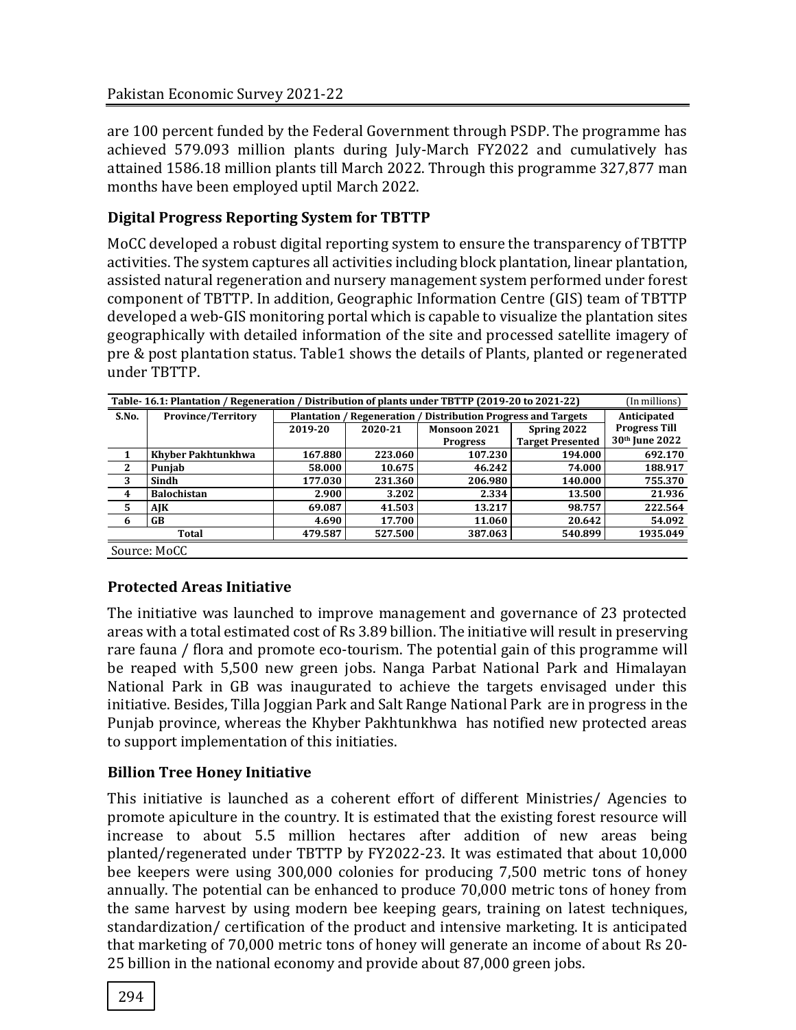are 100 percent funded by the Federal Government through PSDP. The programme has achieved 579.093 million plants during July-March FY2022 and cumulatively has attained 1586.18 million plants till March 2022. Through this programme 327,877 man months have been employed uptil March 2022.

### Digital Progress Reporting System for TBTTP

MoCC developed a robust digital reporting system to ensure the transparency of TBTTP activities. The system captures all activities including block plantation, linear plantation, assisted natural regeneration and nursery management system performed under forest component of TBTTP. In addition, Geographic Information Centre (GIS) team of TBTTP developed a web-GIS monitoring portal which is capable to visualize the plantation sites geographically with detailed information of the site and processed satellite imagery of pre & post plantation status. Table1 shows the details of Plants, planted or regenerated under TBTTP.

**Table- 16.1: Plantation / Regeneration / Distribution of plants under TBTTP (2019-20 to 2021-22)** (In millions)

| S.No. | Province/Territory | Plantation / Regeneration / Distribution Progress and Targets | | | | Anticipated Progress Till 30th June 2022 |
|---|---|---|---|---|---|---|
| | | 2019-20 | 2020-21 | Monsoon 2021 Progress | Spring 2022 Target Presented | |
| 1 | Khyber Pakhtunkhwa | 167.880 | 223.060 | 107.230 | 194.000 | 692.170 |
| 2 | Punjab | 58.000 | 10.675 | 46.242 | 74.000 | 188.917 |
| 3 | Sindh | 177.030 | 231.360 | 206.980 | 140.000 | 755.370 |
| 4 | Balochistan | 2.900 | 3.202 | 2.334 | 13.500 | 21.936 |
| 5 | AJK | 69.087 | 41.503 | 13.217 | 98.757 | 222.564 |
| 6 | GB | 4.690 | 17.700 | 11.060 | 20.642 | 54.092 |
| | **Total** | 479.587 | 527.500 | 387.063 | 540.899 | 1935.049 |

Source: MoCC

### Protected Areas Initiative

The initiative was launched to improve management and governance of 23 protected areas with a total estimated cost of Rs 3.89 billion. The initiative will result in preserving rare fauna / flora and promote eco-tourism. The potential gain of this programme will be reaped with 5,500 new green jobs. Nanga Parbat National Park and Himalayan National Park in GB was inaugurated to achieve the targets envisaged under this initiative. Besides, Tilla Joggian Park and Salt Range National Park are in progress in the Punjab province, whereas the Khyber Pakhtunkhwa has notified new protected areas to support implementation of this initiaties.

### Billion Tree Honey Initiative

This initiative is launched as a coherent effort of different Ministries/ Agencies to promote apiculture in the country. It is estimated that the existing forest resource will increase to about 5.5 million hectares after addition of new areas being planted/regenerated under TBTTP by FY2022-23. It was estimated that about 10,000 bee keepers were using 300,000 colonies for producing 7,500 metric tons of honey annually. The potential can be enhanced to produce 70,000 metric tons of honey from the same harvest by using modern bee keeping gears, training on latest techniques, standardization/ certification of the product and intensive marketing. It is anticipated that marketing of 70,000 metric tons of honey will generate an income of about Rs 20-25 billion in the national economy and provide about 87,000 green jobs.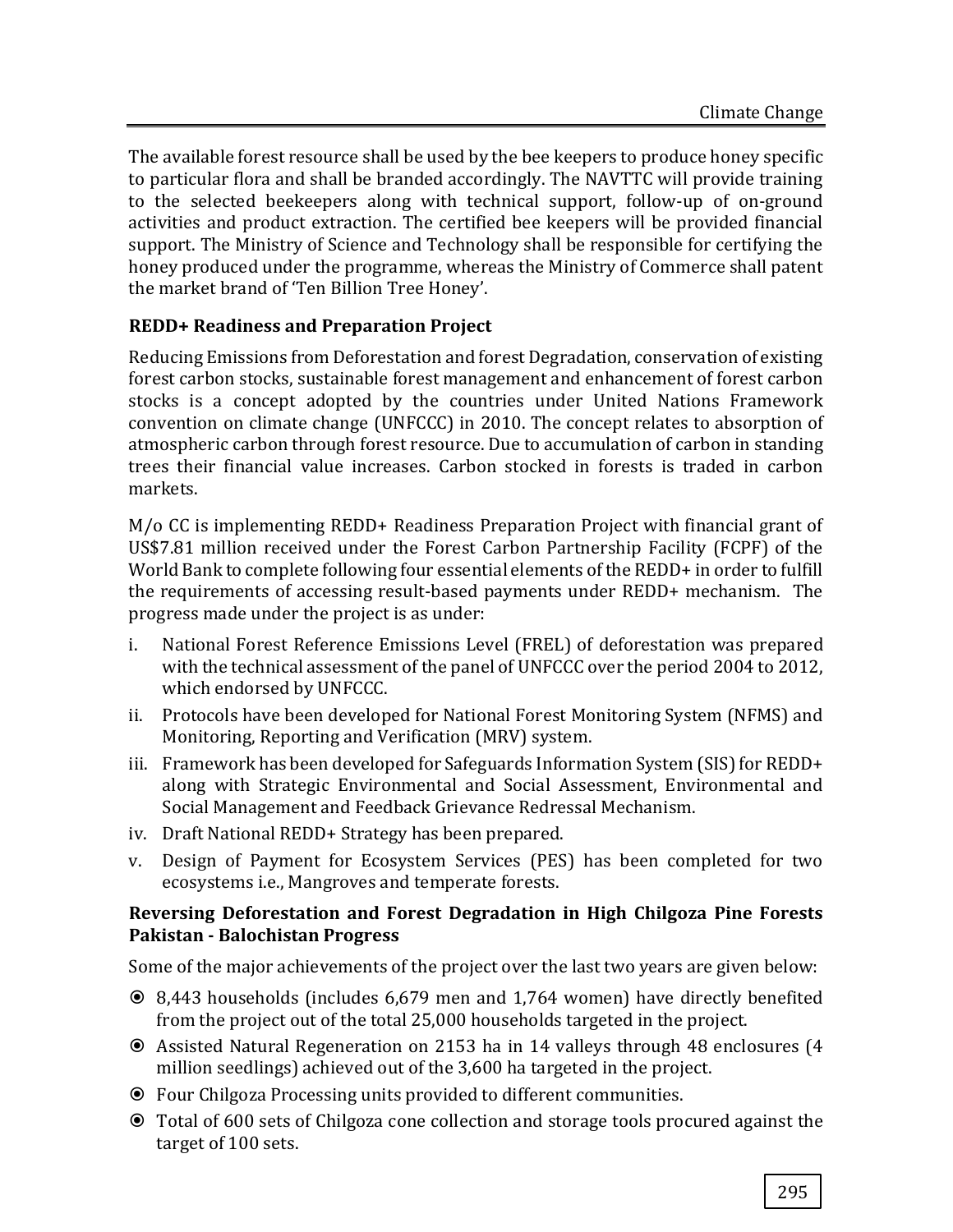The available forest resource shall be used by the bee keepers to produce honey specific to particular flora and shall be branded accordingly. The NAVTTC will provide training to the selected beekeepers along with technical support, follow-up of on-ground activities and product extraction. The certified bee keepers will be provided financial support. The Ministry of Science and Technology shall be responsible for certifying the honey produced under the programme, whereas the Ministry of Commerce shall patent the market brand of 'Ten Billion Tree Honey'.

**REDD+ Readiness and Preparation Project**

Reducing Emissions from Deforestation and forest Degradation, conservation of existing forest carbon stocks, sustainable forest management and enhancement of forest carbon stocks is a concept adopted by the countries under United Nations Framework convention on climate change (UNFCCC) in 2010. The concept relates to absorption of atmospheric carbon through forest resource. Due to accumulation of carbon in standing trees their financial value increases. Carbon stocked in forests is traded in carbon markets.

M/o CC is implementing REDD+ Readiness Preparation Project with financial grant of US$7.81 million received under the Forest Carbon Partnership Facility (FCPF) of the World Bank to complete following four essential elements of the REDD+ in order to fulfill the requirements of accessing result-based payments under REDD+ mechanism. The progress made under the project is as under:

i. National Forest Reference Emissions Level (FREL) of deforestation was prepared with the technical assessment of the panel of UNFCCC over the period 2004 to 2012, which endorsed by UNFCCC.
ii. Protocols have been developed for National Forest Monitoring System (NFMS) and Monitoring, Reporting and Verification (MRV) system.
iii. Framework has been developed for Safeguards Information System (SIS) for REDD+ along with Strategic Environmental and Social Assessment, Environmental and Social Management and Feedback Grievance Redressal Mechanism.
iv. Draft National REDD+ Strategy has been prepared.
v. Design of Payment for Ecosystem Services (PES) has been completed for two ecosystems i.e., Mangroves and temperate forests.

**Reversing Deforestation and Forest Degradation in High Chilgoza Pine Forests Pakistan - Balochistan Progress**

Some of the major achievements of the project over the last two years are given below:

- 8,443 households (includes 6,679 men and 1,764 women) have directly benefited from the project out of the total 25,000 households targeted in the project.
- Assisted Natural Regeneration on 2153 ha in 14 valleys through 48 enclosures (4 million seedlings) achieved out of the 3,600 ha targeted in the project.
- Four Chilgoza Processing units provided to different communities.
- Total of 600 sets of Chilgoza cone collection and storage tools procured against the target of 100 sets.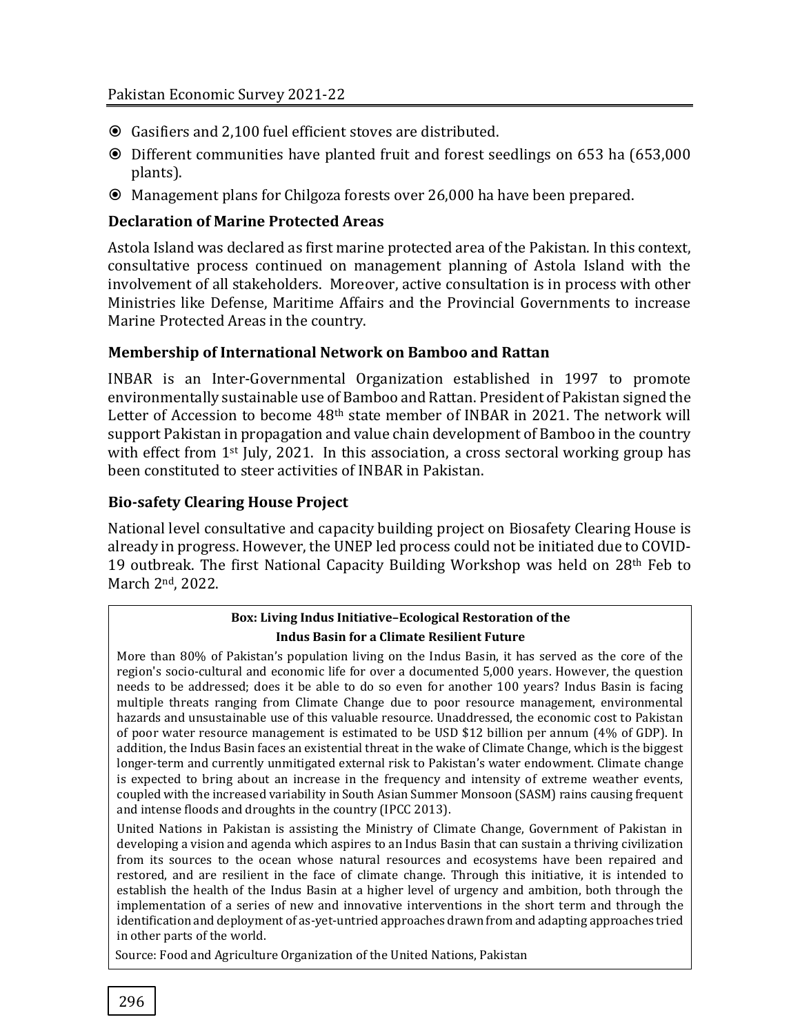- Gasifiers and 2,100 fuel efficient stoves are distributed.
- Different communities have planted fruit and forest seedlings on 653 ha (653,000 plants).
- Management plans for Chilgoza forests over 26,000 ha have been prepared.

### Declaration of Marine Protected Areas

Astola Island was declared as first marine protected area of the Pakistan. In this context, consultative process continued on management planning of Astola Island with the involvement of all stakeholders. Moreover, active consultation is in process with other Ministries like Defense, Maritime Affairs and the Provincial Governments to increase Marine Protected Areas in the country.

### Membership of International Network on Bamboo and Rattan

INBAR is an Inter-Governmental Organization established in 1997 to promote environmentally sustainable use of Bamboo and Rattan. President of Pakistan signed the Letter of Accession to become 48th state member of INBAR in 2021. The network will support Pakistan in propagation and value chain development of Bamboo in the country with effect from 1st July, 2021. In this association, a cross sectoral working group has been constituted to steer activities of INBAR in Pakistan.

### Bio-safety Clearing House Project

National level consultative and capacity building project on Biosafety Clearing House is already in progress. However, the UNEP led process could not be initiated due to COVID-19 outbreak. The first National Capacity Building Workshop was held on 28th Feb to March 2nd, 2022.

> **Box: Living Indus Initiative–Ecological Restoration of the Indus Basin for a Climate Resilient Future**
>
> More than 80% of Pakistan's population living on the Indus Basin, it has served as the core of the region's socio-cultural and economic life for over a documented 5,000 years. However, the question needs to be addressed; does it be able to do so even for another 100 years? Indus Basin is facing multiple threats ranging from Climate Change due to poor resource management, environmental hazards and unsustainable use of this valuable resource. Unaddressed, the economic cost to Pakistan of poor water resource management is estimated to be USD $12 billion per annum (4% of GDP). In addition, the Indus Basin faces an existential threat in the wake of Climate Change, which is the biggest longer-term and currently unmitigated external risk to Pakistan's water endowment. Climate change is expected to bring about an increase in the frequency and intensity of extreme weather events, coupled with the increased variability in South Asian Summer Monsoon (SASM) rains causing frequent and intense floods and droughts in the country (IPCC 2013).
>
> United Nations in Pakistan is assisting the Ministry of Climate Change, Government of Pakistan in developing a vision and agenda which aspires to an Indus Basin that can sustain a thriving civilization from its sources to the ocean whose natural resources and ecosystems have been repaired and restored, and are resilient in the face of climate change. Through this initiative, it is intended to establish the health of the Indus Basin at a higher level of urgency and ambition, both through the implementation of a series of new and innovative interventions in the short term and through the identification and deployment of as-yet-untried approaches drawn from and adapting approaches tried in other parts of the world.
>
> Source: Food and Agriculture Organization of the United Nations, Pakistan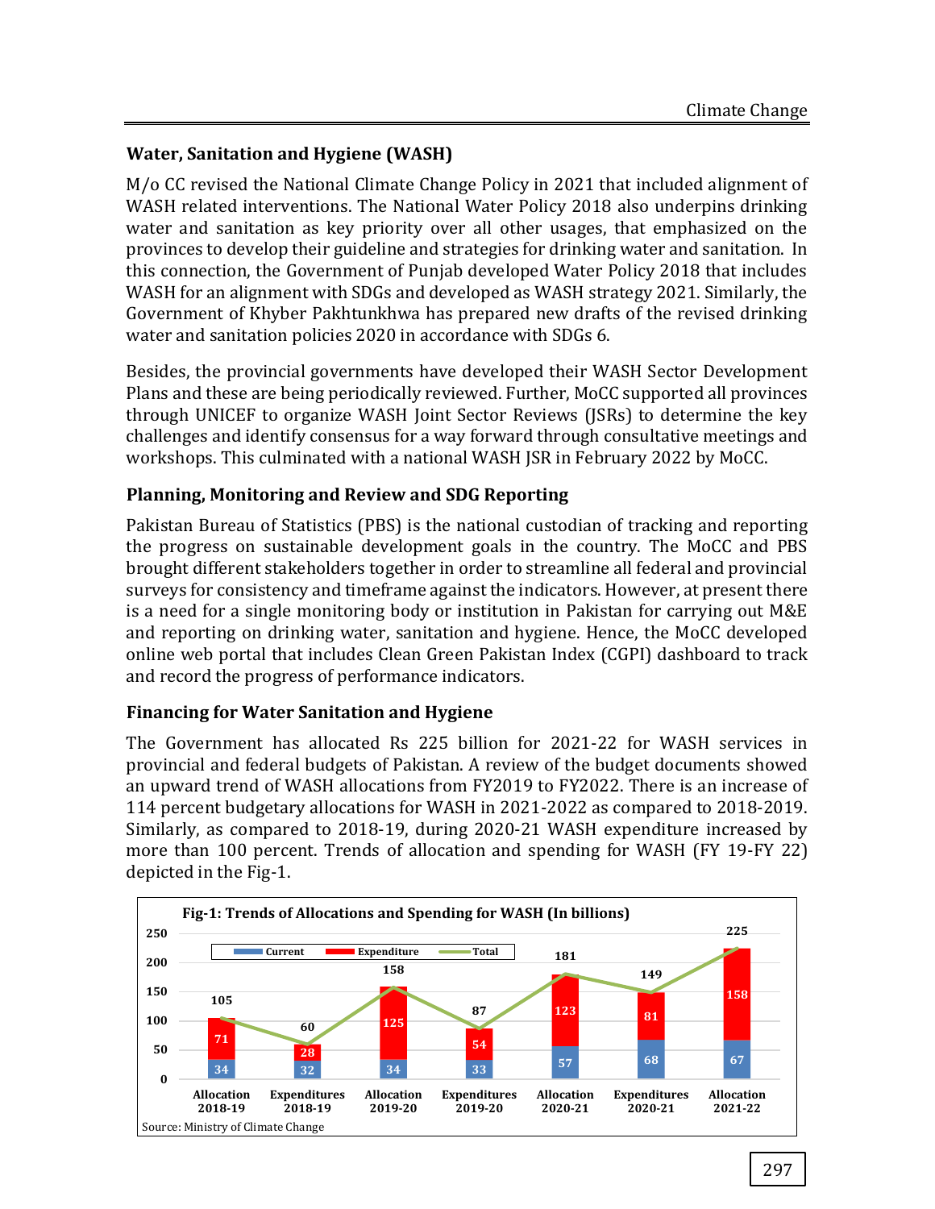## Water, Sanitation and Hygiene (WASH)

M/o CC revised the National Climate Change Policy in 2021 that included alignment of WASH related interventions. The National Water Policy 2018 also underpins drinking water and sanitation as key priority over all other usages, that emphasized on the provinces to develop their guideline and strategies for drinking water and sanitation. In this connection, the Government of Punjab developed Water Policy 2018 that includes WASH for an alignment with SDGs and developed as WASH strategy 2021. Similarly, the Government of Khyber Pakhtunkhwa has prepared new drafts of the revised drinking water and sanitation policies 2020 in accordance with SDGs 6.

Besides, the provincial governments have developed their WASH Sector Development Plans and these are being periodically reviewed. Further, MoCC supported all provinces through UNICEF to organize WASH Joint Sector Reviews (JSRs) to determine the key challenges and identify consensus for a way forward through consultative meetings and workshops. This culminated with a national WASH JSR in February 2022 by MoCC.

## Planning, Monitoring and Review and SDG Reporting

Pakistan Bureau of Statistics (PBS) is the national custodian of tracking and reporting the progress on sustainable development goals in the country. The MoCC and PBS brought different stakeholders together in order to streamline all federal and provincial surveys for consistency and timeframe against the indicators. However, at present there is a need for a single monitoring body or institution in Pakistan for carrying out M&E and reporting on drinking water, sanitation and hygiene. Hence, the MoCC developed online web portal that includes Clean Green Pakistan Index (CGPI) dashboard to track and record the progress of performance indicators.

## Financing for Water Sanitation and Hygiene

The Government has allocated Rs 225 billion for 2021-22 for WASH services in provincial and federal budgets of Pakistan. A review of the budget documents showed an upward trend of WASH allocations from FY2019 to FY2022. There is an increase of 114 percent budgetary allocations for WASH in 2021-2022 as compared to 2018-2019. Similarly, as compared to 2018-19, during 2020-21 WASH expenditure increased by more than 100 percent. Trends of allocation and spending for WASH (FY 19-FY 22) depicted in the Fig-1.

**Fig-1: Trends of Allocations and Spending for WASH (In billions)**

| | Current | Expenditure | Total |
|---|---|---|---|
| Allocation 2018-19 | 34 | 71 | 105 |
| Expenditures 2018-19 | 32 | 28 | 60 |
| Allocation 2019-20 | 34 | 125 | 158 |
| Expenditures 2019-20 | 33 | 54 | 87 |
| Allocation 2020-21 | 57 | 123 | 181 |
| Expenditures 2020-21 | 68 | 81 | 149 |
| Allocation 2021-22 | 67 | 158 | 225 |

Source: Ministry of Climate Change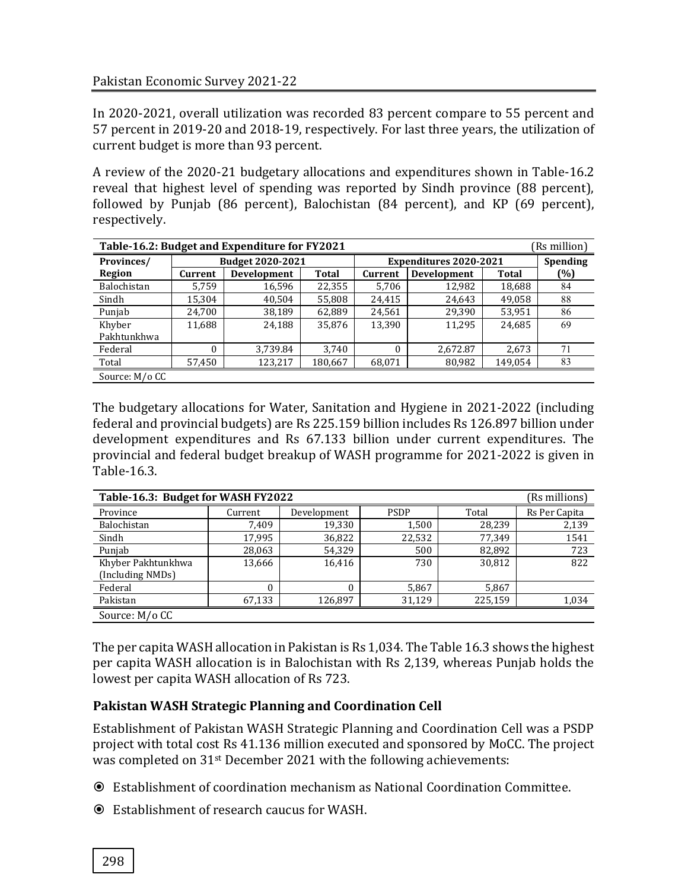In 2020-2021, overall utilization was recorded 83 percent compare to 55 percent and 57 percent in 2019-20 and 2018-19, respectively. For last three years, the utilization of current budget is more than 93 percent.

A review of the 2020-21 budgetary allocations and expenditures shown in Table-16.2 reveal that highest level of spending was reported by Sindh province (88 percent), followed by Punjab (86 percent), Balochistan (84 percent), and KP (69 percent), respectively.

**Table-16.2: Budget and Expenditure for FY2021** (Rs million)

| Provinces/ Region | Budget 2020-2021 | | | Expenditures 2020-2021 | | | Spending (%) |
|---|---|---|---|---|---|---|---|
| | Current | Development | Total | Current | Development | Total | |
| Balochistan | 5,759 | 16,596 | 22,355 | 5,706 | 12,982 | 18,688 | 84 |
| Sindh | 15,304 | 40,504 | 55,808 | 24,415 | 24,643 | 49,058 | 88 |
| Punjab | 24,700 | 38,189 | 62,889 | 24,561 | 29,390 | 53,951 | 86 |
| Khyber Pakhtunkhwa | 11,688 | 24,188 | 35,876 | 13,390 | 11,295 | 24,685 | 69 |
| Federal | 0 | 3,739.84 | 3,740 | 0 | 2,672.87 | 2,673 | 71 |
| Total | 57,450 | 123,217 | 180,667 | 68,071 | 80,982 | 149,054 | 83 |

Source: M/o CC

The budgetary allocations for Water, Sanitation and Hygiene in 2021-2022 (including federal and provincial budgets) are Rs 225.159 billion includes Rs 126.897 billion under development expenditures and Rs 67.133 billion under current expenditures. The provincial and federal budget breakup of WASH programme for 2021-2022 is given in Table-16.3.

**Table-16.3: Budget for WASH FY2022** (Rs millions)

| Province | Current | Development | PSDP | Total | Rs Per Capita |
|---|---|---|---|---|---|
| Balochistan | 7,409 | 19,330 | 1,500 | 28,239 | 2,139 |
| Sindh | 17,995 | 36,822 | 22,532 | 77,349 | 1541 |
| Punjab | 28,063 | 54,329 | 500 | 82,892 | 723 |
| Khyber Pakhtunkhwa (Including NMDs) | 13,666 | 16,416 | 730 | 30,812 | 822 |
| Federal | 0 | 0 | 5,867 | 5,867 | |
| Pakistan | 67,133 | 126,897 | 31,129 | 225,159 | 1,034 |

Source: M/o CC

The per capita WASH allocation in Pakistan is Rs 1,034. The Table 16.3 shows the highest per capita WASH allocation is in Balochistan with Rs 2,139, whereas Punjab holds the lowest per capita WASH allocation of Rs 723.

### Pakistan WASH Strategic Planning and Coordination Cell

Establishment of Pakistan WASH Strategic Planning and Coordination Cell was a PSDP project with total cost Rs 41.136 million executed and sponsored by MoCC. The project was completed on 31st December 2021 with the following achievements:

- Establishment of coordination mechanism as National Coordination Committee.
- Establishment of research caucus for WASH.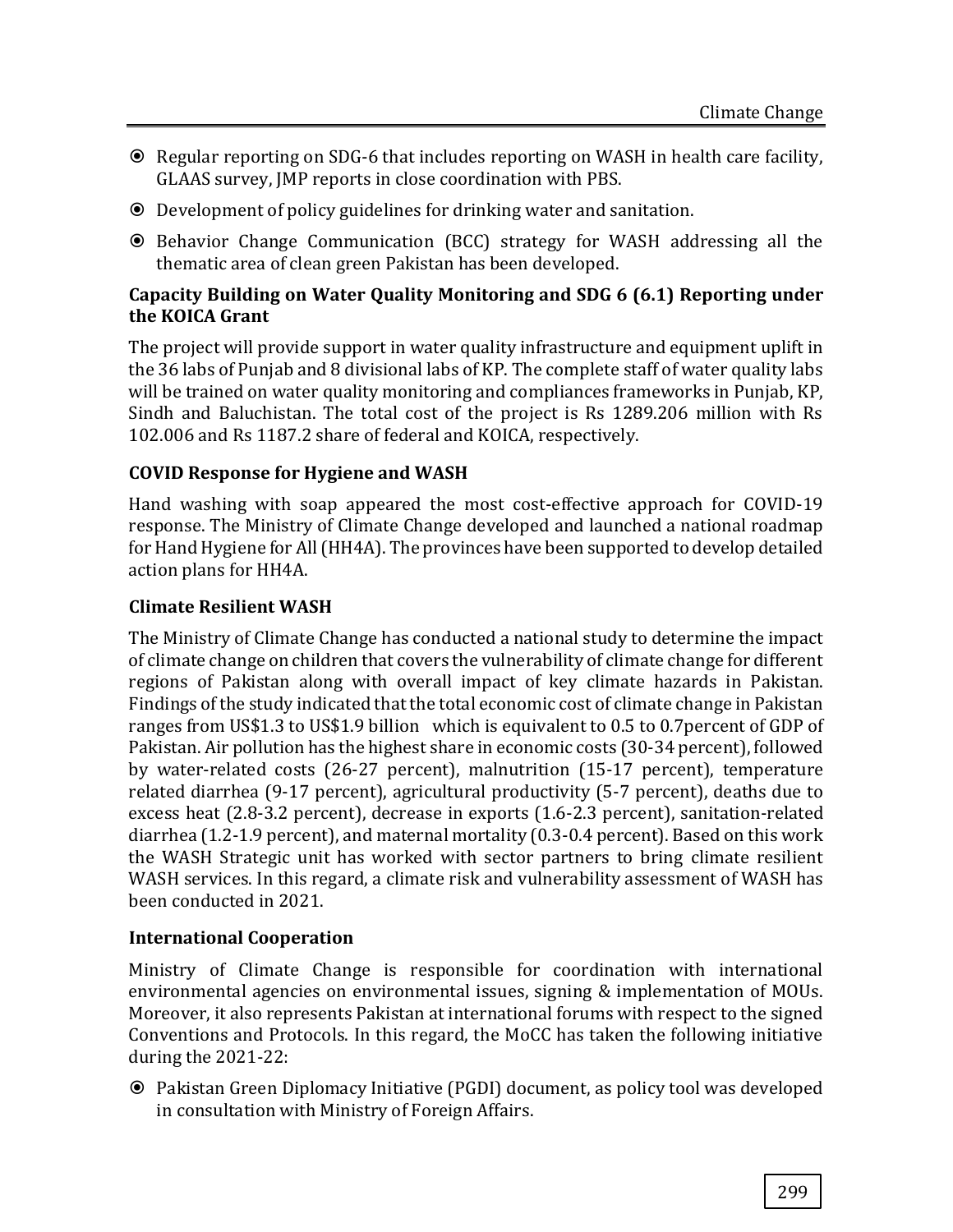- Regular reporting on SDG-6 that includes reporting on WASH in health care facility, GLAAS survey, JMP reports in close coordination with PBS.
- Development of policy guidelines for drinking water and sanitation.
- Behavior Change Communication (BCC) strategy for WASH addressing all the thematic area of clean green Pakistan has been developed.

**Capacity Building on Water Quality Monitoring and SDG 6 (6.1) Reporting under the KOICA Grant**

The project will provide support in water quality infrastructure and equipment uplift in the 36 labs of Punjab and 8 divisional labs of KP. The complete staff of water quality labs will be trained on water quality monitoring and compliances frameworks in Punjab, KP, Sindh and Baluchistan. The total cost of the project is Rs 1289.206 million with Rs 102.006 and Rs 1187.2 share of federal and KOICA, respectively.

**COVID Response for Hygiene and WASH**

Hand washing with soap appeared the most cost-effective approach for COVID-19 response. The Ministry of Climate Change developed and launched a national roadmap for Hand Hygiene for All (HH4A). The provinces have been supported to develop detailed action plans for HH4A.

**Climate Resilient WASH**

The Ministry of Climate Change has conducted a national study to determine the impact of climate change on children that covers the vulnerability of climate change for different regions of Pakistan along with overall impact of key climate hazards in Pakistan. Findings of the study indicated that the total economic cost of climate change in Pakistan ranges from US$1.3 to US$1.9 billion which is equivalent to 0.5 to 0.7percent of GDP of Pakistan. Air pollution has the highest share in economic costs (30-34 percent), followed by water-related costs (26-27 percent), malnutrition (15-17 percent), temperature related diarrhea (9-17 percent), agricultural productivity (5-7 percent), deaths due to excess heat (2.8-3.2 percent), decrease in exports (1.6-2.3 percent), sanitation-related diarrhea (1.2-1.9 percent), and maternal mortality (0.3-0.4 percent). Based on this work the WASH Strategic unit has worked with sector partners to bring climate resilient WASH services. In this regard, a climate risk and vulnerability assessment of WASH has been conducted in 2021.

**International Cooperation**

Ministry of Climate Change is responsible for coordination with international environmental agencies on environmental issues, signing & implementation of MOUs. Moreover, it also represents Pakistan at international forums with respect to the signed Conventions and Protocols. In this regard, the MoCC has taken the following initiative during the 2021-22:

- Pakistan Green Diplomacy Initiative (PGDI) document, as policy tool was developed in consultation with Ministry of Foreign Affairs.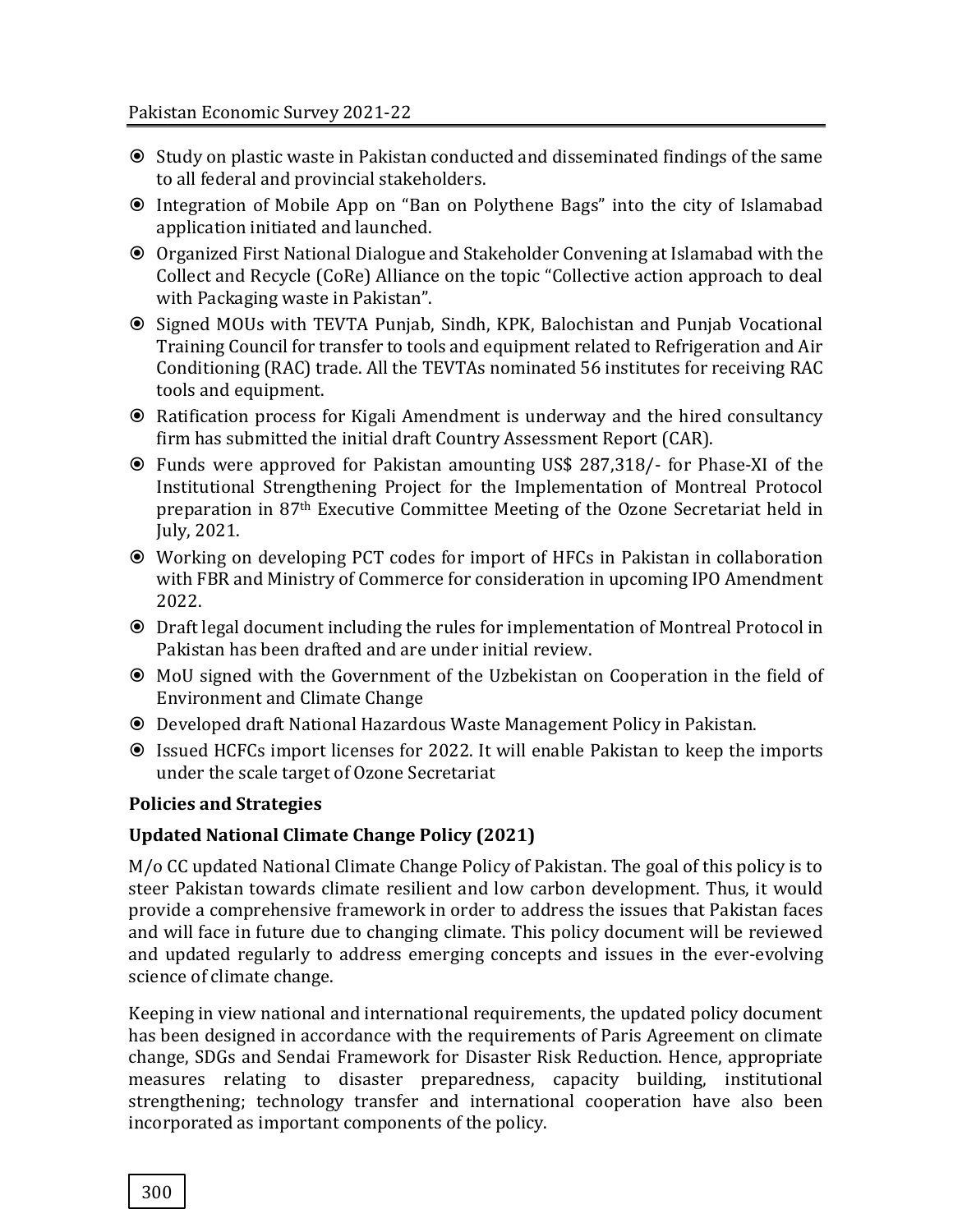- Study on plastic waste in Pakistan conducted and disseminated findings of the same to all federal and provincial stakeholders.
- Integration of Mobile App on "Ban on Polythene Bags" into the city of Islamabad application initiated and launched.
- Organized First National Dialogue and Stakeholder Convening at Islamabad with the Collect and Recycle (CoRe) Alliance on the topic "Collective action approach to deal with Packaging waste in Pakistan".
- Signed MOUs with TEVTA Punjab, Sindh, KPK, Balochistan and Punjab Vocational Training Council for transfer to tools and equipment related to Refrigeration and Air Conditioning (RAC) trade. All the TEVTAs nominated 56 institutes for receiving RAC tools and equipment.
- Ratification process for Kigali Amendment is underway and the hired consultancy firm has submitted the initial draft Country Assessment Report (CAR).
- Funds were approved for Pakistan amounting US$ 287,318/- for Phase-XI of the Institutional Strengthening Project for the Implementation of Montreal Protocol preparation in 87th Executive Committee Meeting of the Ozone Secretariat held in July, 2021.
- Working on developing PCT codes for import of HFCs in Pakistan in collaboration with FBR and Ministry of Commerce for consideration in upcoming IPO Amendment 2022.
- Draft legal document including the rules for implementation of Montreal Protocol in Pakistan has been drafted and are under initial review.
- MoU signed with the Government of the Uzbekistan on Cooperation in the field of Environment and Climate Change
- Developed draft National Hazardous Waste Management Policy in Pakistan.
- Issued HCFCs import licenses for 2022. It will enable Pakistan to keep the imports under the scale target of Ozone Secretariat

**Policies and Strategies**

**Updated National Climate Change Policy (2021)**

M/o CC updated National Climate Change Policy of Pakistan. The goal of this policy is to steer Pakistan towards climate resilient and low carbon development. Thus, it would provide a comprehensive framework in order to address the issues that Pakistan faces and will face in future due to changing climate. This policy document will be reviewed and updated regularly to address emerging concepts and issues in the ever-evolving science of climate change.

Keeping in view national and international requirements, the updated policy document has been designed in accordance with the requirements of Paris Agreement on climate change, SDGs and Sendai Framework for Disaster Risk Reduction. Hence, appropriate measures relating to disaster preparedness, capacity building, institutional strengthening; technology transfer and international cooperation have also been incorporated as important components of the policy.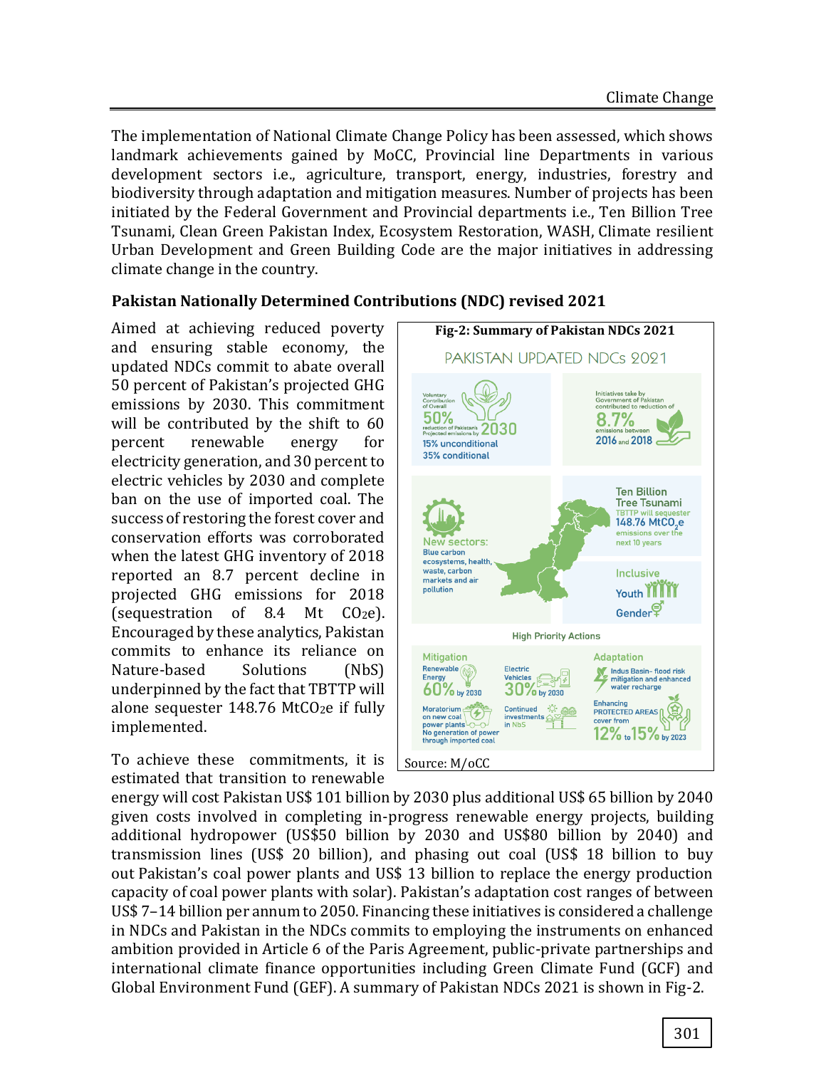The implementation of National Climate Change Policy has been assessed, which shows landmark achievements gained by MoCC, Provincial line Departments in various development sectors i.e., agriculture, transport, energy, industries, forestry and biodiversity through adaptation and mitigation measures. Number of projects has been initiated by the Federal Government and Provincial departments i.e., Ten Billion Tree Tsunami, Clean Green Pakistan Index, Ecosystem Restoration, WASH, Climate resilient Urban Development and Green Building Code are the major initiatives in addressing climate change in the country.

**Pakistan Nationally Determined Contributions (NDC) revised 2021**

Aimed at achieving reduced poverty and ensuring stable economy, the updated NDCs commit to abate overall 50 percent of Pakistan's projected GHG emissions by 2030. This commitment will be contributed by the shift to 60 percent renewable energy for electricity generation, and 30 percent to electric vehicles by 2030 and complete ban on the use of imported coal. The success of restoring the forest cover and conservation efforts was corroborated when the latest GHG inventory of 2018 reported an 8.7 percent decline in projected GHG emissions for 2018 (sequestration of 8.4 Mt $CO_2e$). Encouraged by these analytics, Pakistan commits to enhance its reliance on Nature-based Solutions (NbS) underpinned by the fact that TBTTP will alone sequester 148.76 $MtCO_2e$ if fully implemented.

**Fig-2: Summary of Pakistan NDCs 2021**

PAKISTAN UPDATED NDCs 2021

- Voluntary Contribution of Overall 50% reduction of Pakistan's Projected emissions by 2030 — 15% unconditional, 35% conditional
- Initiatives take by Government of Pakistan contributed to reduction of 8.7% emissions between 2016 and 2018
- New sectors: Blue carbon ecosystems, health, waste, carbon markets and air pollution
- Ten Billion Tree Tsunami: TBTTP will sequester 148.76 $MtCO_2e$ emissions over the next 10 years
- Inclusive: Youth, Gender

High Priority Actions

- Mitigation: Renewable Energy 60% by 2030; Electric Vehicles 30% by 2030; Moratorium on new coal power plants, No generation of power through imported coal; Continued investments in NbS
- Adaptation: Indus Basin- flood risk mitigation and enhanced water recharge; Enhancing PROTECTED AREAS cover from 12% to 15% by 2023

Source: M/oCC

To achieve these commitments, it is estimated that transition to renewable energy will cost Pakistan US$ 101 billion by 2030 plus additional US$ 65 billion by 2040 given costs involved in completing in-progress renewable energy projects, building additional hydropower (US$50 billion by 2030 and US$80 billion by 2040) and transmission lines (US$ 20 billion), and phasing out coal (US$ 18 billion to buy out Pakistan's coal power plants and US$ 13 billion to replace the energy production capacity of coal power plants with solar). Pakistan's adaptation cost ranges of between US$ 7–14 billion per annum to 2050. Financing these initiatives is considered a challenge in NDCs and Pakistan in the NDCs commits to employing the instruments on enhanced ambition provided in Article 6 of the Paris Agreement, public-private partnerships and international climate finance opportunities including Green Climate Fund (GCF) and Global Environment Fund (GEF). A summary of Pakistan NDCs 2021 is shown in Fig-2.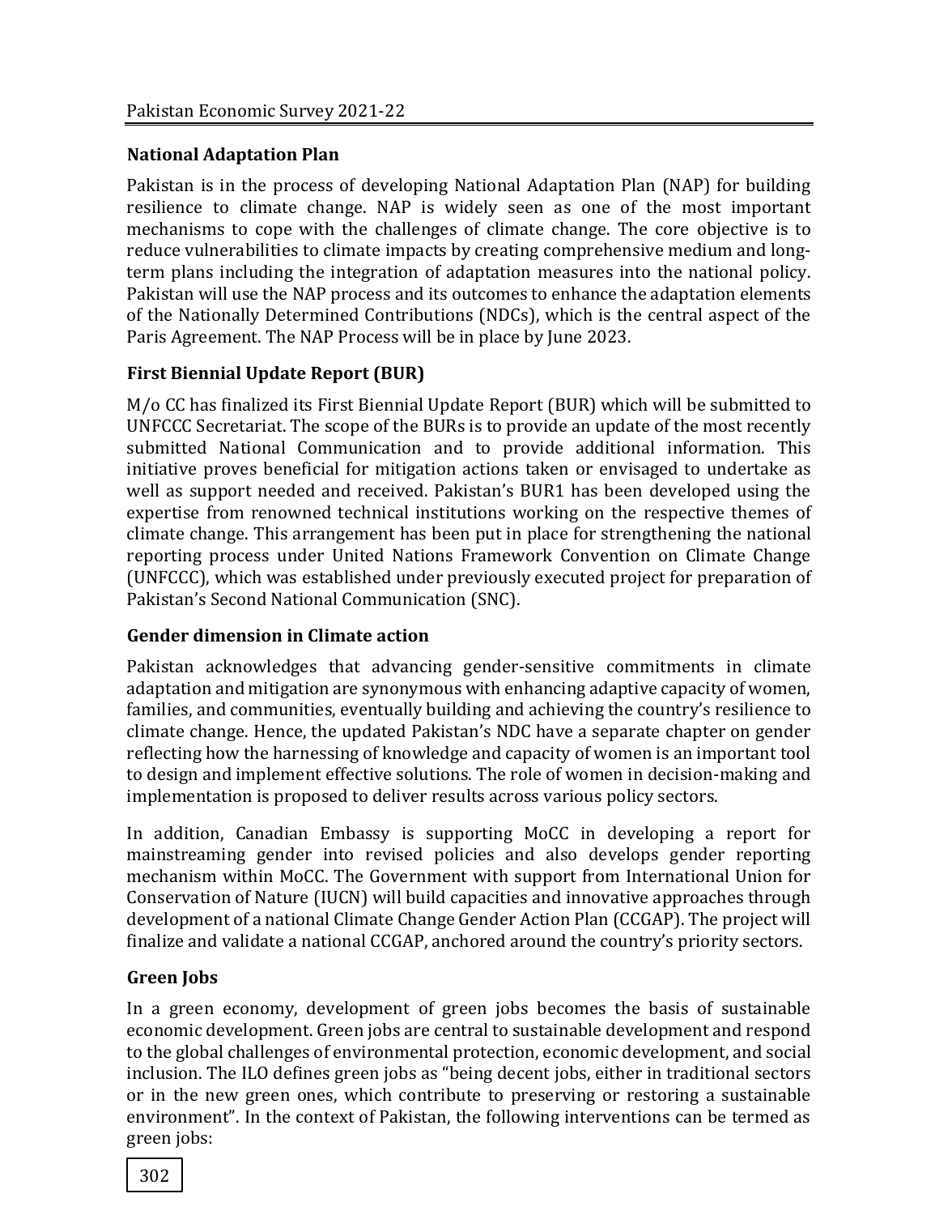### National Adaptation Plan

Pakistan is in the process of developing National Adaptation Plan (NAP) for building resilience to climate change. NAP is widely seen as one of the most important mechanisms to cope with the challenges of climate change. The core objective is to reduce vulnerabilities to climate impacts by creating comprehensive medium and long-term plans including the integration of adaptation measures into the national policy. Pakistan will use the NAP process and its outcomes to enhance the adaptation elements of the Nationally Determined Contributions (NDCs), which is the central aspect of the Paris Agreement. The NAP Process will be in place by June 2023.

### First Biennial Update Report (BUR)

M/o CC has finalized its First Biennial Update Report (BUR) which will be submitted to UNFCCC Secretariat. The scope of the BURs is to provide an update of the most recently submitted National Communication and to provide additional information. This initiative proves beneficial for mitigation actions taken or envisaged to undertake as well as support needed and received. Pakistan's BUR1 has been developed using the expertise from renowned technical institutions working on the respective themes of climate change. This arrangement has been put in place for strengthening the national reporting process under United Nations Framework Convention on Climate Change (UNFCCC), which was established under previously executed project for preparation of Pakistan's Second National Communication (SNC).

### Gender dimension in Climate action

Pakistan acknowledges that advancing gender-sensitive commitments in climate adaptation and mitigation are synonymous with enhancing adaptive capacity of women, families, and communities, eventually building and achieving the country's resilience to climate change. Hence, the updated Pakistan's NDC have a separate chapter on gender reflecting how the harnessing of knowledge and capacity of women is an important tool to design and implement effective solutions. The role of women in decision-making and implementation is proposed to deliver results across various policy sectors.

In addition, Canadian Embassy is supporting MoCC in developing a report for mainstreaming gender into revised policies and also develops gender reporting mechanism within MoCC. The Government with support from International Union for Conservation of Nature (IUCN) will build capacities and innovative approaches through development of a national Climate Change Gender Action Plan (CCGAP). The project will finalize and validate a national CCGAP, anchored around the country's priority sectors.

### Green Jobs

In a green economy, development of green jobs becomes the basis of sustainable economic development. Green jobs are central to sustainable development and respond to the global challenges of environmental protection, economic development, and social inclusion. The ILO defines green jobs as "being decent jobs, either in traditional sectors or in the new green ones, which contribute to preserving or restoring a sustainable environment". In the context of Pakistan, the following interventions can be termed as green jobs: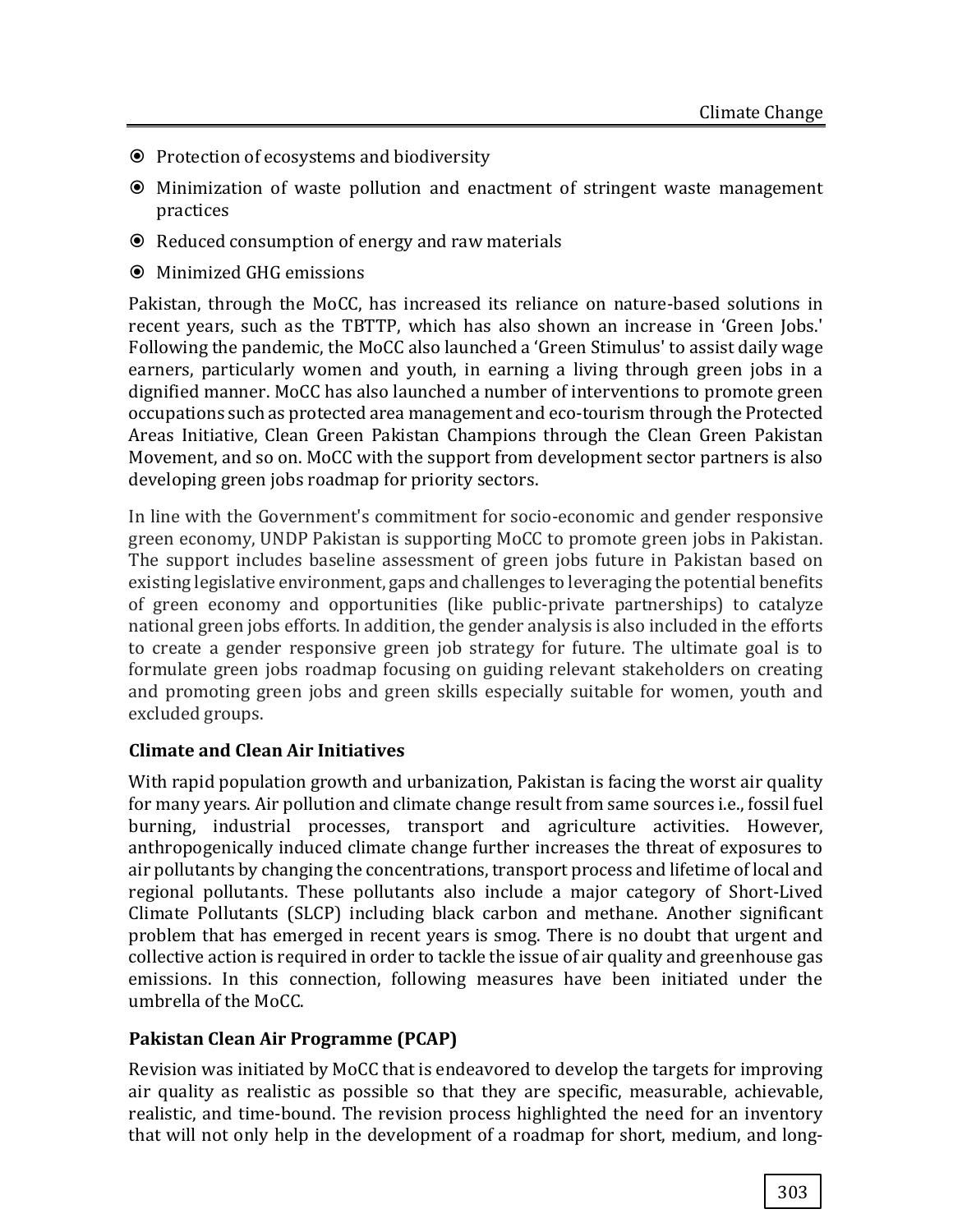- Protection of ecosystems and biodiversity
- Minimization of waste pollution and enactment of stringent waste management practices
- Reduced consumption of energy and raw materials
- Minimized GHG emissions

Pakistan, through the MoCC, has increased its reliance on nature-based solutions in recent years, such as the TBTTP, which has also shown an increase in 'Green Jobs.' Following the pandemic, the MoCC also launched a 'Green Stimulus' to assist daily wage earners, particularly women and youth, in earning a living through green jobs in a dignified manner. MoCC has also launched a number of interventions to promote green occupations such as protected area management and eco-tourism through the Protected Areas Initiative, Clean Green Pakistan Champions through the Clean Green Pakistan Movement, and so on. MoCC with the support from development sector partners is also developing green jobs roadmap for priority sectors.

In line with the Government's commitment for socio-economic and gender responsive green economy, UNDP Pakistan is supporting MoCC to promote green jobs in Pakistan. The support includes baseline assessment of green jobs future in Pakistan based on existing legislative environment, gaps and challenges to leveraging the potential benefits of green economy and opportunities (like public-private partnerships) to catalyze national green jobs efforts. In addition, the gender analysis is also included in the efforts to create a gender responsive green job strategy for future. The ultimate goal is to formulate green jobs roadmap focusing on guiding relevant stakeholders on creating and promoting green jobs and green skills especially suitable for women, youth and excluded groups.

### Climate and Clean Air Initiatives

With rapid population growth and urbanization, Pakistan is facing the worst air quality for many years. Air pollution and climate change result from same sources i.e., fossil fuel burning, industrial processes, transport and agriculture activities. However, anthropogenically induced climate change further increases the threat of exposures to air pollutants by changing the concentrations, transport process and lifetime of local and regional pollutants. These pollutants also include a major category of Short-Lived Climate Pollutants (SLCP) including black carbon and methane. Another significant problem that has emerged in recent years is smog. There is no doubt that urgent and collective action is required in order to tackle the issue of air quality and greenhouse gas emissions. In this connection, following measures have been initiated under the umbrella of the MoCC.

### Pakistan Clean Air Programme (PCAP)

Revision was initiated by MoCC that is endeavored to develop the targets for improving air quality as realistic as possible so that they are specific, measurable, achievable, realistic, and time-bound. The revision process highlighted the need for an inventory that will not only help in the development of a roadmap for short, medium, and long-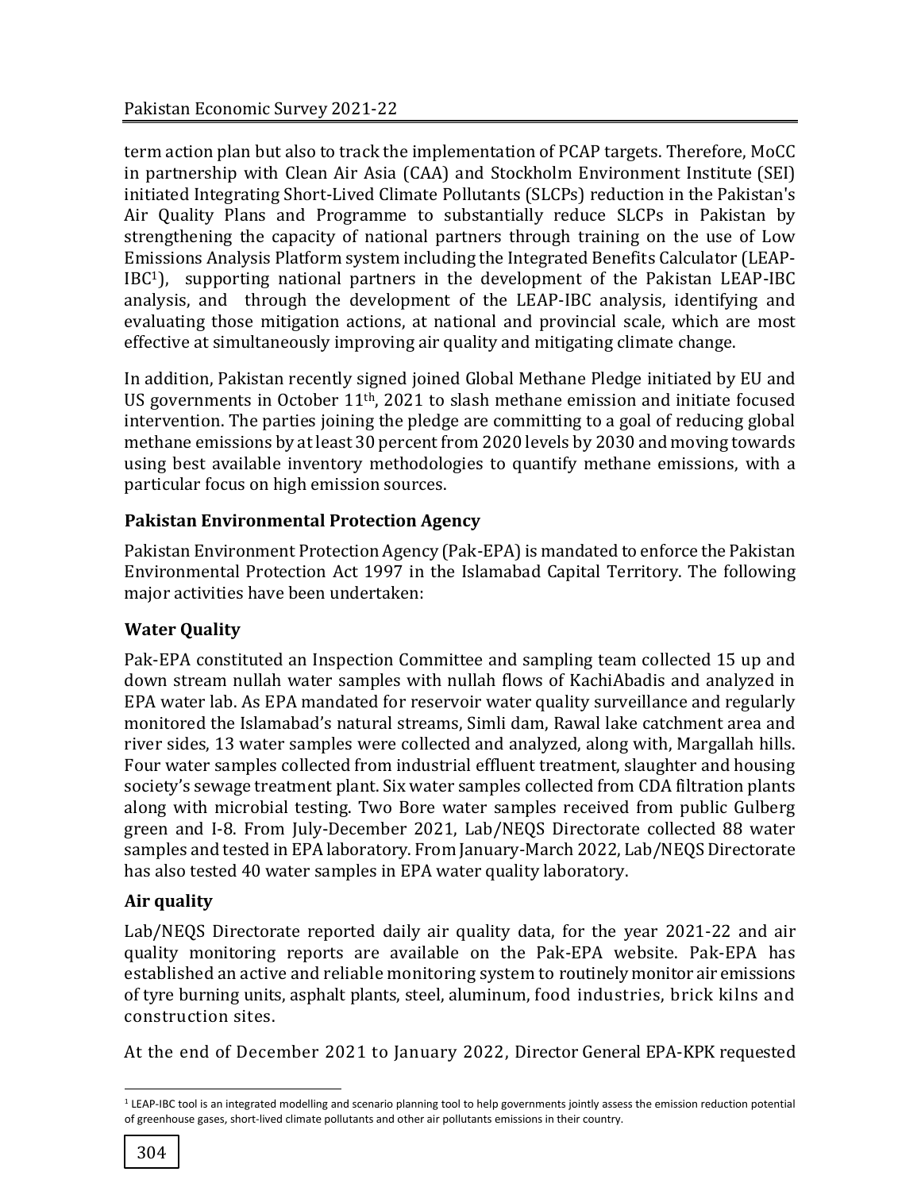term action plan but also to track the implementation of PCAP targets. Therefore, MoCC in partnership with Clean Air Asia (CAA) and Stockholm Environment Institute (SEI) initiated Integrating Short-Lived Climate Pollutants (SLCPs) reduction in the Pakistan's Air Quality Plans and Programme to substantially reduce SLCPs in Pakistan by strengthening the capacity of national partners through training on the use of Low Emissions Analysis Platform system including the Integrated Benefits Calculator (LEAP-IBC[1]), supporting national partners in the development of the Pakistan LEAP-IBC analysis, and through the development of the LEAP-IBC analysis, identifying and evaluating those mitigation actions, at national and provincial scale, which are most effective at simultaneously improving air quality and mitigating climate change.

In addition, Pakistan recently signed joined Global Methane Pledge initiated by EU and US governments in October 11th, 2021 to slash methane emission and initiate focused intervention. The parties joining the pledge are committing to a goal of reducing global methane emissions by at least 30 percent from 2020 levels by 2030 and moving towards using best available inventory methodologies to quantify methane emissions, with a particular focus on high emission sources.

### Pakistan Environmental Protection Agency

Pakistan Environment Protection Agency (Pak-EPA) is mandated to enforce the Pakistan Environmental Protection Act 1997 in the Islamabad Capital Territory. The following major activities have been undertaken:

### Water Quality

Pak-EPA constituted an Inspection Committee and sampling team collected 15 up and down stream nullah water samples with nullah flows of KachiAbadis and analyzed in EPA water lab. As EPA mandated for reservoir water quality surveillance and regularly monitored the Islamabad's natural streams, Simli dam, Rawal lake catchment area and river sides, 13 water samples were collected and analyzed, along with, Margallah hills. Four water samples collected from industrial effluent treatment, slaughter and housing society's sewage treatment plant. Six water samples collected from CDA filtration plants along with microbial testing. Two Bore water samples received from public Gulberg green and I-8. From July-December 2021, Lab/NEQS Directorate collected 88 water samples and tested in EPA laboratory. From January-March 2022, Lab/NEQS Directorate has also tested 40 water samples in EPA water quality laboratory.

### Air quality

Lab/NEQS Directorate reported daily air quality data, for the year 2021-22 and air quality monitoring reports are available on the Pak-EPA website. Pak-EPA has established an active and reliable monitoring system to routinely monitor air emissions of tyre burning units, asphalt plants, steel, aluminum, food industries, brick kilns and construction sites.

At the end of December 2021 to January 2022, Director General EPA-KPK requested

---

[1] LEAP-IBC tool is an integrated modelling and scenario planning tool to help governments jointly assess the emission reduction potential of greenhouse gases, short-lived climate pollutants and other air pollutants emissions in their country.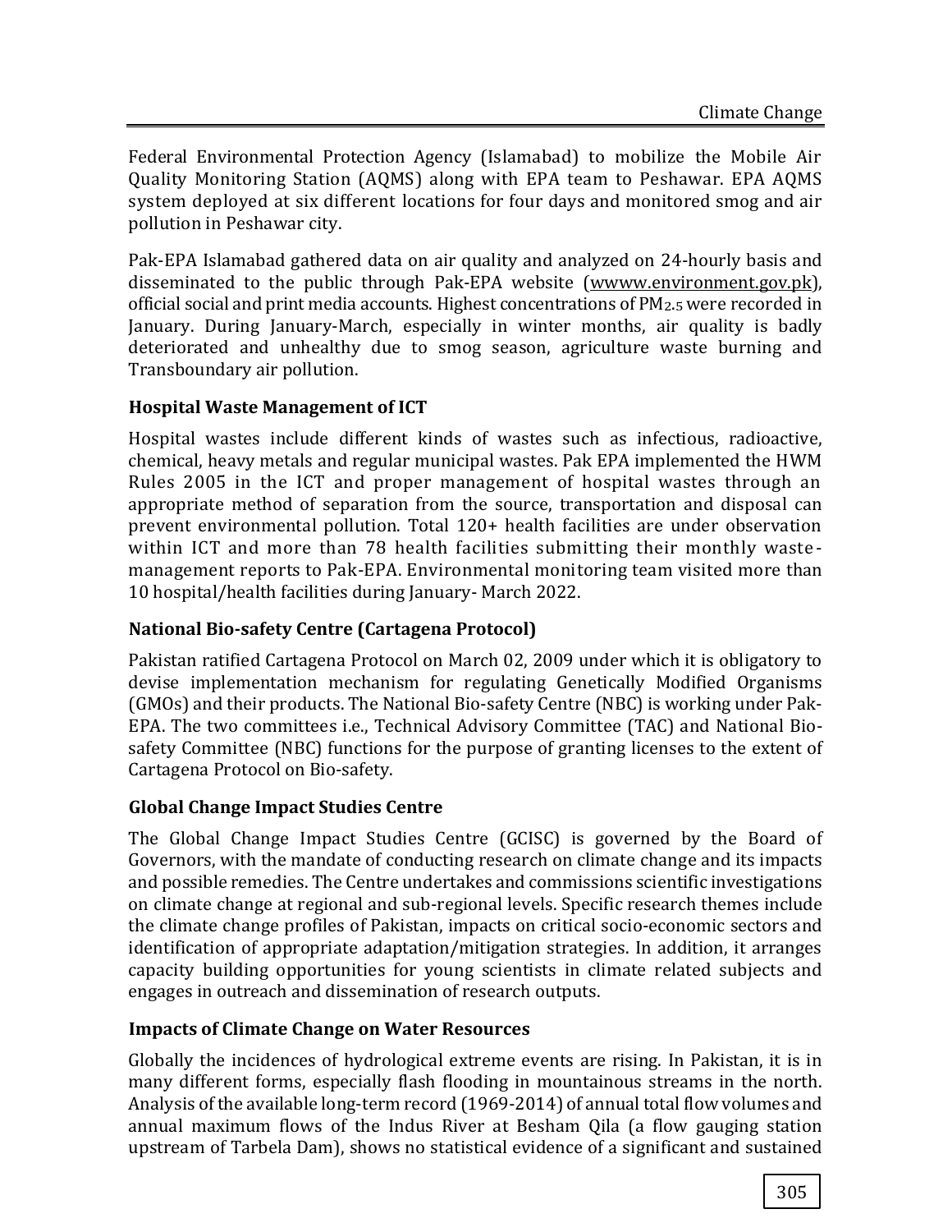Federal Environmental Protection Agency (Islamabad) to mobilize the Mobile Air Quality Monitoring Station (AQMS) along with EPA team to Peshawar. EPA AQMS system deployed at six different locations for four days and monitored smog and air pollution in Peshawar city.

Pak-EPA Islamabad gathered data on air quality and analyzed on 24-hourly basis and disseminated to the public through Pak-EPA website (wwww.environment.gov.pk), official social and print media accounts. Highest concentrations of $PM_{2.5}$ were recorded in January. During January-March, especially in winter months, air quality is badly deteriorated and unhealthy due to smog season, agriculture waste burning and Transboundary air pollution.

### Hospital Waste Management of ICT

Hospital wastes include different kinds of wastes such as infectious, radioactive, chemical, heavy metals and regular municipal wastes. Pak EPA implemented the HWM Rules 2005 in the ICT and proper management of hospital wastes through an appropriate method of separation from the source, transportation and disposal can prevent environmental pollution. Total 120+ health facilities are under observation within ICT and more than 78 health facilities submitting their monthly waste-management reports to Pak-EPA. Environmental monitoring team visited more than 10 hospital/health facilities during January- March 2022.

### National Bio-safety Centre (Cartagena Protocol)

Pakistan ratified Cartagena Protocol on March 02, 2009 under which it is obligatory to devise implementation mechanism for regulating Genetically Modified Organisms (GMOs) and their products. The National Bio-safety Centre (NBC) is working under Pak-EPA. The two committees i.e., Technical Advisory Committee (TAC) and National Bio-safety Committee (NBC) functions for the purpose of granting licenses to the extent of Cartagena Protocol on Bio-safety.

### Global Change Impact Studies Centre

The Global Change Impact Studies Centre (GCISC) is governed by the Board of Governors, with the mandate of conducting research on climate change and its impacts and possible remedies. The Centre undertakes and commissions scientific investigations on climate change at regional and sub-regional levels. Specific research themes include the climate change profiles of Pakistan, impacts on critical socio-economic sectors and identification of appropriate adaptation/mitigation strategies. In addition, it arranges capacity building opportunities for young scientists in climate related subjects and engages in outreach and dissemination of research outputs.

### Impacts of Climate Change on Water Resources

Globally the incidences of hydrological extreme events are rising. In Pakistan, it is in many different forms, especially flash flooding in mountainous streams in the north. Analysis of the available long-term record (1969-2014) of annual total flow volumes and annual maximum flows of the Indus River at Besham Qila (a flow gauging station upstream of Tarbela Dam), shows no statistical evidence of a significant and sustained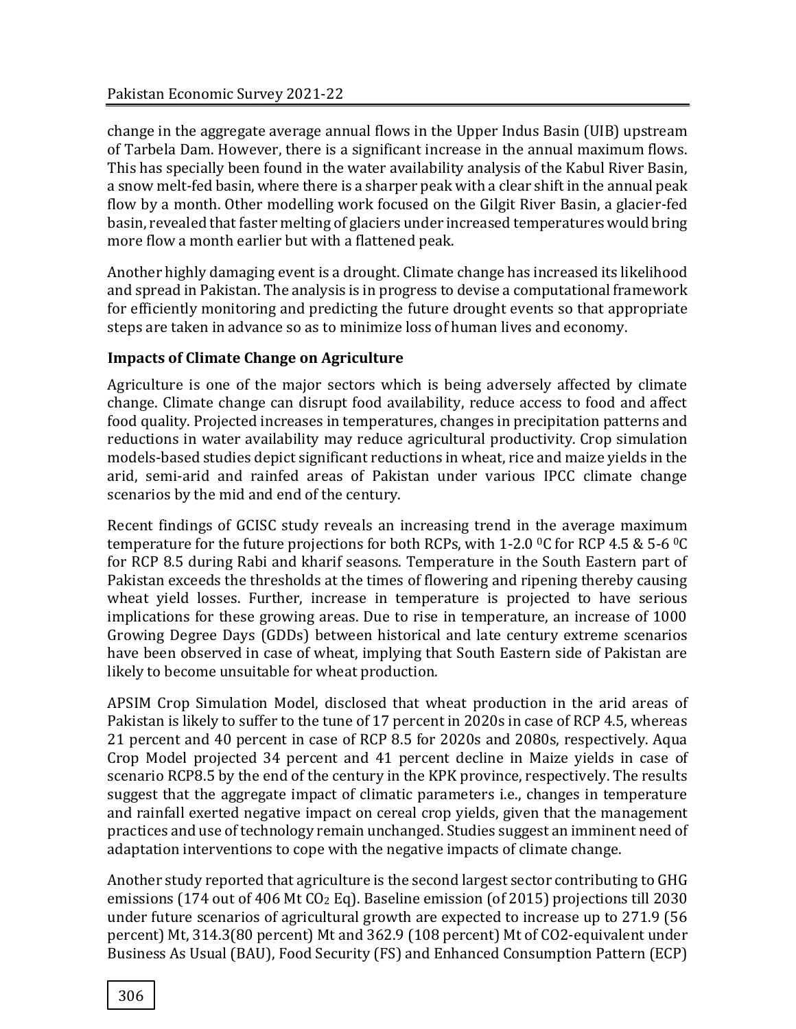change in the aggregate average annual flows in the Upper Indus Basin (UIB) upstream of Tarbela Dam. However, there is a significant increase in the annual maximum flows. This has specially been found in the water availability analysis of the Kabul River Basin, a snow melt-fed basin, where there is a sharper peak with a clear shift in the annual peak flow by a month. Other modelling work focused on the Gilgit River Basin, a glacier-fed basin, revealed that faster melting of glaciers under increased temperatures would bring more flow a month earlier but with a flattened peak.

Another highly damaging event is a drought. Climate change has increased its likelihood and spread in Pakistan. The analysis is in progress to devise a computational framework for efficiently monitoring and predicting the future drought events so that appropriate steps are taken in advance so as to minimize loss of human lives and economy.

**Impacts of Climate Change on Agriculture**

Agriculture is one of the major sectors which is being adversely affected by climate change. Climate change can disrupt food availability, reduce access to food and affect food quality. Projected increases in temperatures, changes in precipitation patterns and reductions in water availability may reduce agricultural productivity. Crop simulation models-based studies depict significant reductions in wheat, rice and maize yields in the arid, semi-arid and rainfed areas of Pakistan under various IPCC climate change scenarios by the mid and end of the century.

Recent findings of GCISC study reveals an increasing trend in the average maximum temperature for the future projections for both RCPs, with 1-2.0 $^0$C for RCP 4.5 & 5-6 $^0$C for RCP 8.5 during Rabi and kharif seasons. Temperature in the South Eastern part of Pakistan exceeds the thresholds at the times of flowering and ripening thereby causing wheat yield losses. Further, increase in temperature is projected to have serious implications for these growing areas. Due to rise in temperature, an increase of 1000 Growing Degree Days (GDDs) between historical and late century extreme scenarios have been observed in case of wheat, implying that South Eastern side of Pakistan are likely to become unsuitable for wheat production.

APSIM Crop Simulation Model, disclosed that wheat production in the arid areas of Pakistan is likely to suffer to the tune of 17 percent in 2020s in case of RCP 4.5, whereas 21 percent and 40 percent in case of RCP 8.5 for 2020s and 2080s, respectively. Aqua Crop Model projected 34 percent and 41 percent decline in Maize yields in case of scenario RCP8.5 by the end of the century in the KPK province, respectively. The results suggest that the aggregate impact of climatic parameters i.e., changes in temperature and rainfall exerted negative impact on cereal crop yields, given that the management practices and use of technology remain unchanged. Studies suggest an imminent need of adaptation interventions to cope with the negative impacts of climate change.

Another study reported that agriculture is the second largest sector contributing to GHG emissions (174 out of 406 Mt $CO_2$ Eq). Baseline emission (of 2015) projections till 2030 under future scenarios of agricultural growth are expected to increase up to 271.9 (56 percent) Mt, 314.3(80 percent) Mt and 362.9 (108 percent) Mt of CO2-equivalent under Business As Usual (BAU), Food Security (FS) and Enhanced Consumption Pattern (ECP)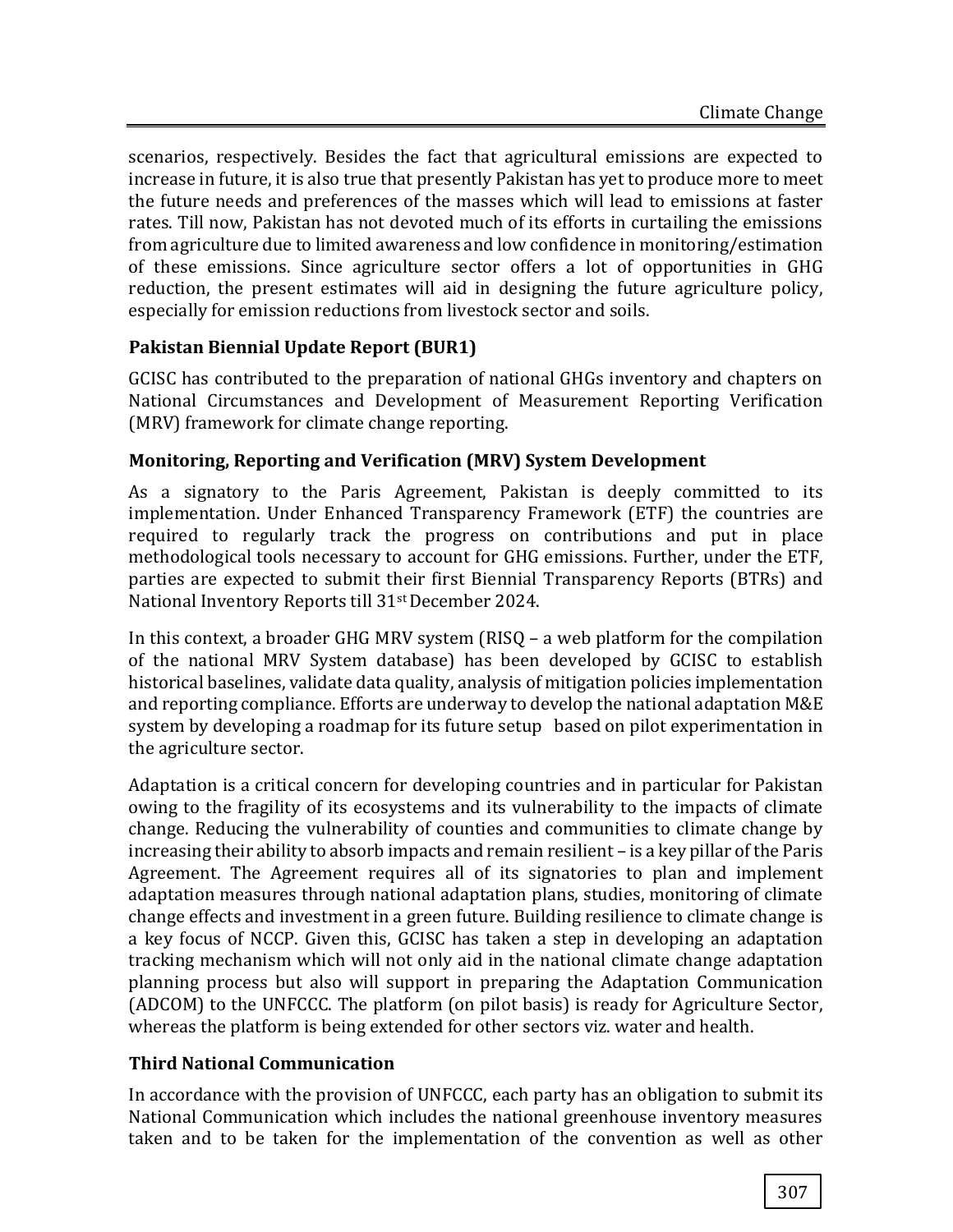scenarios, respectively. Besides the fact that agricultural emissions are expected to increase in future, it is also true that presently Pakistan has yet to produce more to meet the future needs and preferences of the masses which will lead to emissions at faster rates. Till now, Pakistan has not devoted much of its efforts in curtailing the emissions from agriculture due to limited awareness and low confidence in monitoring/estimation of these emissions. Since agriculture sector offers a lot of opportunities in GHG reduction, the present estimates will aid in designing the future agriculture policy, especially for emission reductions from livestock sector and soils.

**Pakistan Biennial Update Report (BUR1)**

GCISC has contributed to the preparation of national GHGs inventory and chapters on National Circumstances and Development of Measurement Reporting Verification (MRV) framework for climate change reporting.

**Monitoring, Reporting and Verification (MRV) System Development**

As a signatory to the Paris Agreement, Pakistan is deeply committed to its implementation. Under Enhanced Transparency Framework (ETF) the countries are required to regularly track the progress on contributions and put in place methodological tools necessary to account for GHG emissions. Further, under the ETF, parties are expected to submit their first Biennial Transparency Reports (BTRs) and National Inventory Reports till 31st December 2024.

In this context, a broader GHG MRV system (RISQ – a web platform for the compilation of the national MRV System database) has been developed by GCISC to establish historical baselines, validate data quality, analysis of mitigation policies implementation and reporting compliance. Efforts are underway to develop the national adaptation M&E system by developing a roadmap for its future setup based on pilot experimentation in the agriculture sector.

Adaptation is a critical concern for developing countries and in particular for Pakistan owing to the fragility of its ecosystems and its vulnerability to the impacts of climate change. Reducing the vulnerability of counties and communities to climate change by increasing their ability to absorb impacts and remain resilient – is a key pillar of the Paris Agreement. The Agreement requires all of its signatories to plan and implement adaptation measures through national adaptation plans, studies, monitoring of climate change effects and investment in a green future. Building resilience to climate change is a key focus of NCCP. Given this, GCISC has taken a step in developing an adaptation tracking mechanism which will not only aid in the national climate change adaptation planning process but also will support in preparing the Adaptation Communication (ADCOM) to the UNFCCC. The platform (on pilot basis) is ready for Agriculture Sector, whereas the platform is being extended for other sectors viz. water and health.

**Third National Communication**

In accordance with the provision of UNFCCC, each party has an obligation to submit its National Communication which includes the national greenhouse inventory measures taken and to be taken for the implementation of the convention as well as other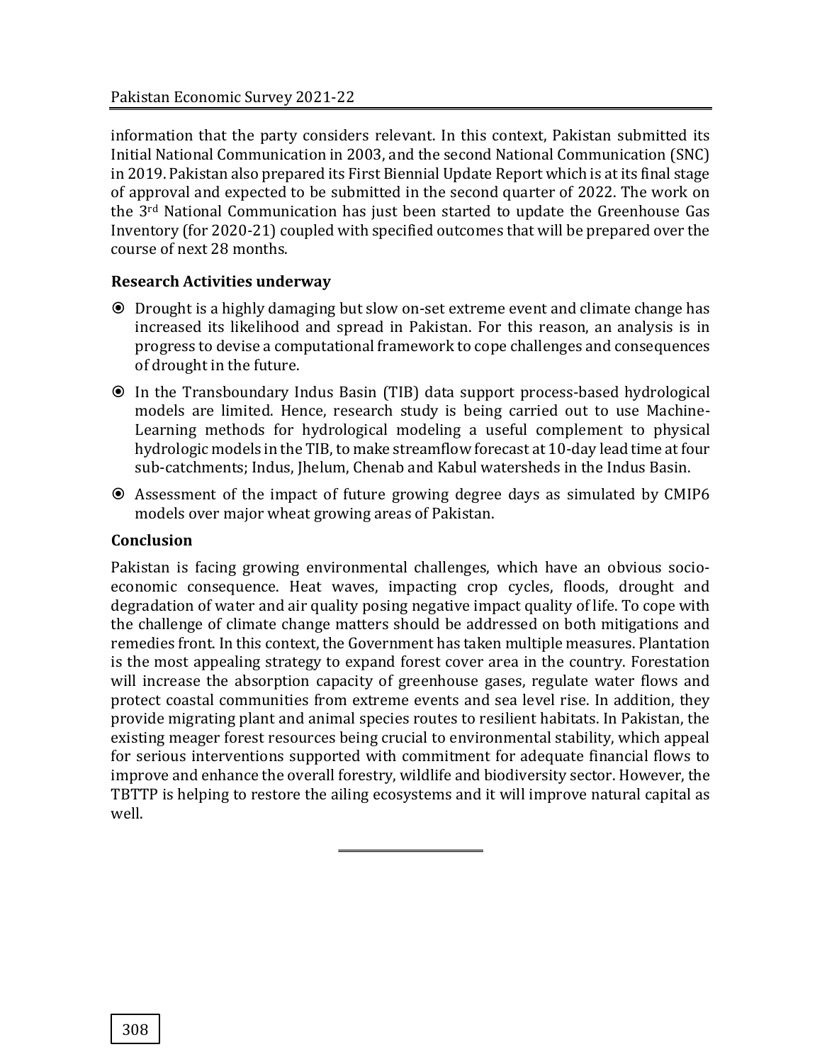information that the party considers relevant. In this context, Pakistan submitted its Initial National Communication in 2003, and the second National Communication (SNC) in 2019. Pakistan also prepared its First Biennial Update Report which is at its final stage of approval and expected to be submitted in the second quarter of 2022. The work on the 3rd National Communication has just been started to update the Greenhouse Gas Inventory (for 2020-21) coupled with specified outcomes that will be prepared over the course of next 28 months.

**Research Activities underway**

- Drought is a highly damaging but slow on-set extreme event and climate change has increased its likelihood and spread in Pakistan. For this reason, an analysis is in progress to devise a computational framework to cope challenges and consequences of drought in the future.
- In the Transboundary Indus Basin (TIB) data support process-based hydrological models are limited. Hence, research study is being carried out to use Machine-Learning methods for hydrological modeling a useful complement to physical hydrologic models in the TIB, to make streamflow forecast at 10-day lead time at four sub-catchments; Indus, Jhelum, Chenab and Kabul watersheds in the Indus Basin.
- Assessment of the impact of future growing degree days as simulated by CMIP6 models over major wheat growing areas of Pakistan.

**Conclusion**

Pakistan is facing growing environmental challenges, which have an obvious socio-economic consequence. Heat waves, impacting crop cycles, floods, drought and degradation of water and air quality posing negative impact quality of life. To cope with the challenge of climate change matters should be addressed on both mitigations and remedies front. In this context, the Government has taken multiple measures. Plantation is the most appealing strategy to expand forest cover area in the country. Forestation will increase the absorption capacity of greenhouse gases, regulate water flows and protect coastal communities from extreme events and sea level rise. In addition, they provide migrating plant and animal species routes to resilient habitats. In Pakistan, the existing meager forest resources being crucial to environmental stability, which appeal for serious interventions supported with commitment for adequate financial flows to improve and enhance the overall forestry, wildlife and biodiversity sector. However, the TBTTP is helping to restore the ailing ecosystems and it will improve natural capital as well.